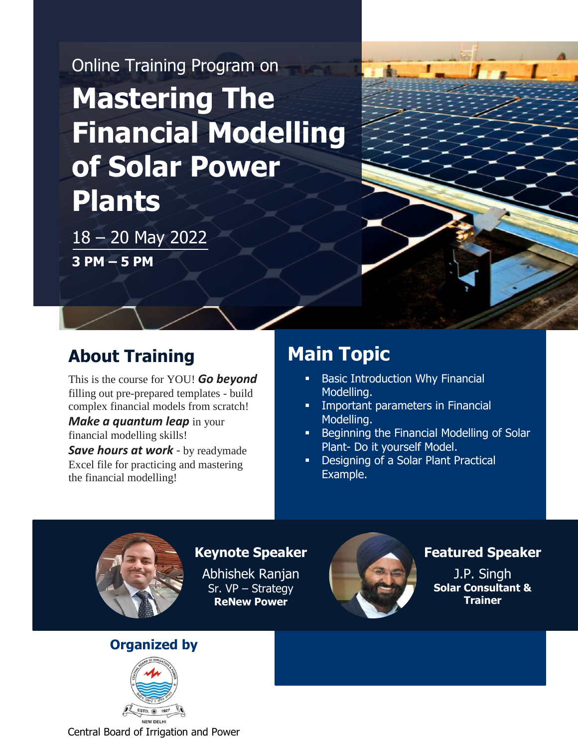Online Training Program on

# Mastering The Financial Modelling of Solar Power Plants

18 – 20 May 2022

**3 PM – 5 PM**

## About Training

This is the course for YOU! ***Go beyond*** filling out pre-prepared templates - build complex financial models from scratch!

***Make a quantum leap*** in your financial modelling skills!

***Save hours at work*** - by readymade Excel file for practicing and mastering the financial modelling!

## Main Topic

- Basic Introduction Why Financial Modelling.
- Important parameters in Financial Modelling.
- Beginning the Financial Modelling of Solar Plant- Do it yourself Model.
- Designing of a Solar Plant Practical Example.

### Keynote Speaker

Abhishek Ranjan
Sr. VP – Strategy
**ReNew Power**

### Featured Speaker

J.P. Singh
**Solar Consultant & Trainer**

### Organized by

Central Board of Irrigation and Power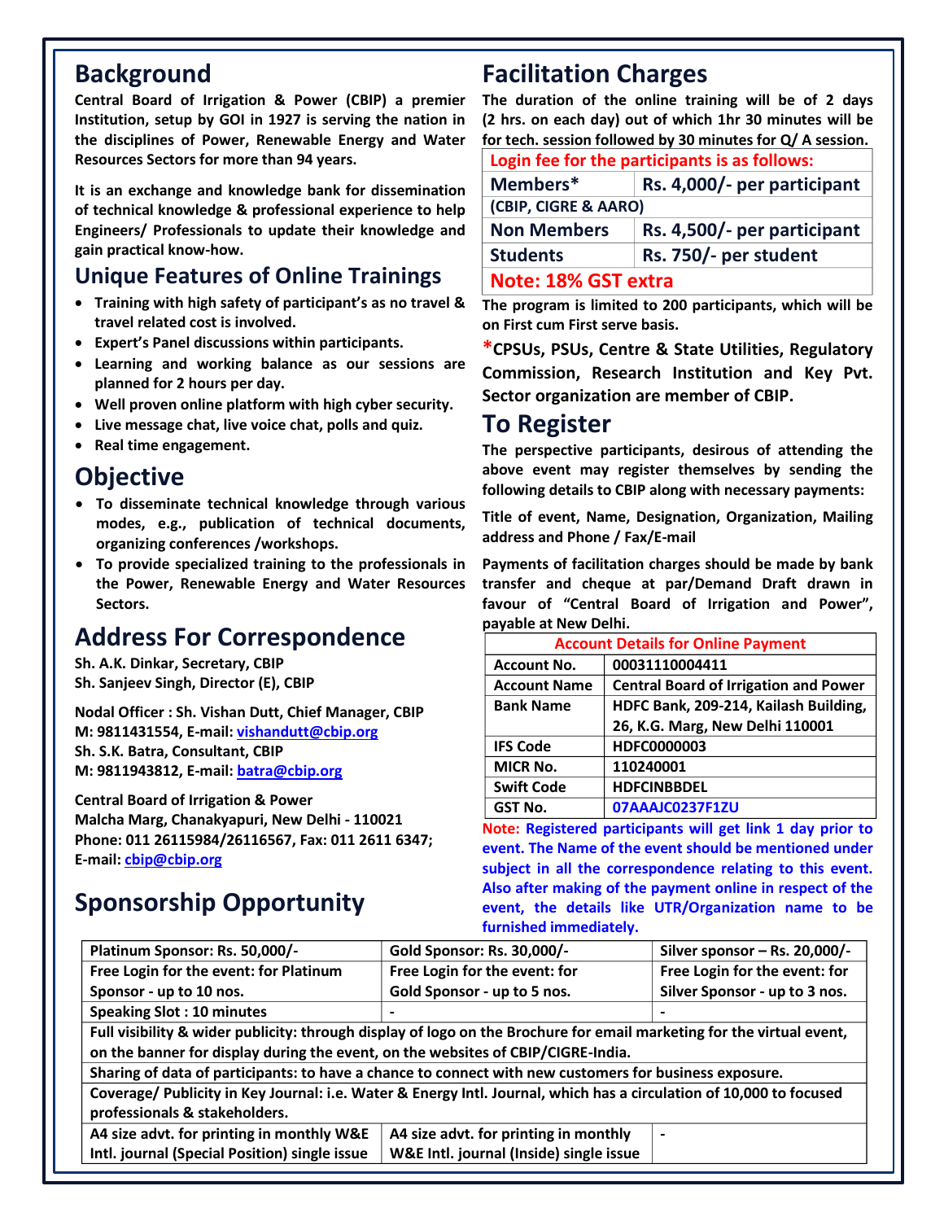## Background

**Central Board of Irrigation & Power (CBIP) a premier Institution, setup by GOI in 1927 is serving the nation in the disciplines of Power, Renewable Energy and Water Resources Sectors for more than 94 years.**

**It is an exchange and knowledge bank for dissemination of technical knowledge & professional experience to help Engineers/ Professionals to update their knowledge and gain practical know-how.**

## Unique Features of Online Trainings

- **Training with high safety of participant's as no travel & travel related cost is involved.**
- **Expert's Panel discussions within participants.**
- **Learning and working balance as our sessions are planned for 2 hours per day.**
- **Well proven online platform with high cyber security.**
- **Live message chat, live voice chat, polls and quiz.**
- **Real time engagement.**

## Objective

- **To disseminate technical knowledge through various modes, e.g., publication of technical documents, organizing conferences /workshops.**
- **To provide specialized training to the professionals in the Power, Renewable Energy and Water Resources Sectors.**

## Address For Correspondence

**Sh. A.K. Dinkar, Secretary, CBIP**
**Sh. Sanjeev Singh, Director (E), CBIP**

**Nodal Officer : Sh. Vishan Dutt, Chief Manager, CBIP**
**M: 9811431554, E-mail: vishandutt@cbip.org**
**Sh. S.K. Batra, Consultant, CBIP**
**M: 9811943812, E-mail: batra@cbip.org**

**Central Board of Irrigation & Power**
**Malcha Marg, Chanakyapuri, New Delhi - 110021**
**Phone: 011 26115984/26116567, Fax: 011 2611 6347;**
**E-mail: cbip@cbip.org**

## Facilitation Charges

**The duration of the online training will be of 2 days (2 hrs. on each day) out of which 1hr 30 minutes will be for tech. session followed by 30 minutes for Q/ A session.**

| Login fee for the participants is as follows: | |
|---|---|
| Members* | Rs. 4,000/- per participant |
| (CBIP, CIGRE & AARO) | |
| Non Members | Rs. 4,500/- per participant |
| Students | Rs. 750/- per student |
| Note: 18% GST extra | |

**The program is limited to 200 participants, which will be on First cum First serve basis.**

**\*CPSUs, PSUs, Centre & State Utilities, Regulatory Commission, Research Institution and Key Pvt. Sector organization are member of CBIP.**

## To Register

**The perspective participants, desirous of attending the above event may register themselves by sending the following details to CBIP along with necessary payments:**

**Title of event, Name, Designation, Organization, Mailing address and Phone / Fax/E-mail**

**Payments of facilitation charges should be made by bank transfer and cheque at par/Demand Draft drawn in favour of "Central Board of Irrigation and Power", payable at New Delhi.**

| Account Details for Online Payment | |
|---|---|
| Account No. | 00031110004411 |
| Account Name | Central Board of Irrigation and Power |
| Bank Name | HDFC Bank, 209-214, Kailash Building, 26, K.G. Marg, New Delhi 110001 |
| IFS Code | HDFC0000003 |
| MICR No. | 110240001 |
| Swift Code | HDFCINBBDEL |
| GST No. | 07AAAJC0237F1ZU |

**Note: Registered participants will get link 1 day prior to event. The Name of the event should be mentioned under subject in all the correspondence relating to this event. Also after making of the payment online in respect of the event, the details like UTR/Organization name to be furnished immediately.**

## Sponsorship Opportunity

| Platinum Sponsor: Rs. 50,000/- | Gold Sponsor: Rs. 30,000/- | Silver sponsor – Rs. 20,000/- |
|---|---|---|
| Free Login for the event: for Platinum Sponsor - up to 10 nos. | Free Login for the event: for Gold Sponsor - up to 5 nos. | Free Login for the event: for Silver Sponsor - up to 3 nos. |
| Speaking Slot : 10 minutes | - | - |
| Full visibility & wider publicity: through display of logo on the Brochure for email marketing for the virtual event, on the banner for display during the event, on the websites of CBIP/CIGRE-India. | | |
| Sharing of data of participants: to have a chance to connect with new customers for business exposure. | | |
| Coverage/ Publicity in Key Journal: i.e. Water & Energy Intl. Journal, which has a circulation of 10,000 to focused professionals & stakeholders. | | |
| A4 size advt. for printing in monthly W&E Intl. journal (Special Position) single issue | A4 size advt. for printing in monthly W&E Intl. journal (Inside) single issue | - |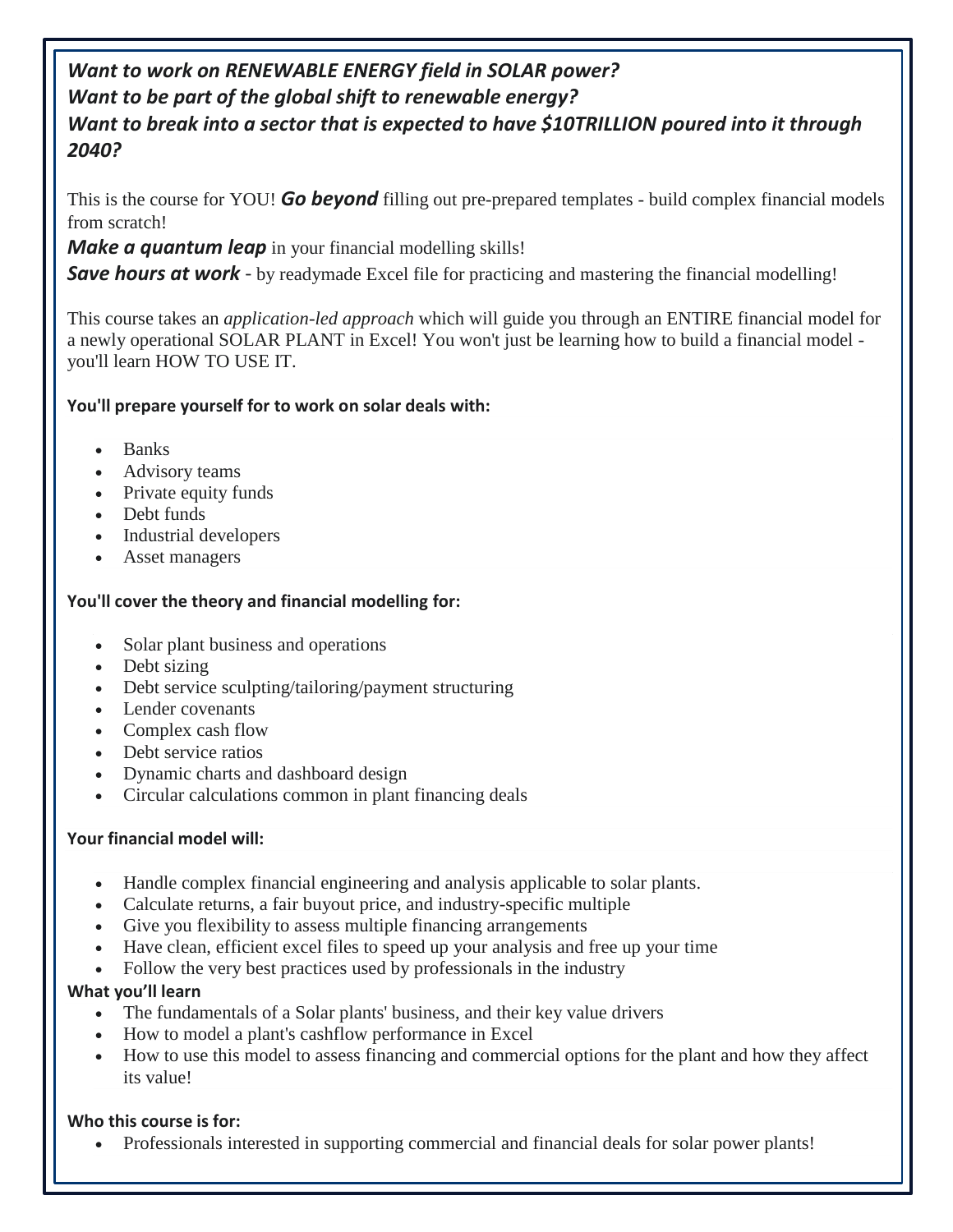***Want to work on RENEWABLE ENERGY field in SOLAR power?***
***Want to be part of the global shift to renewable energy?***
***Want to break into a sector that is expected to have $10TRILLION poured into it through 2040?***

This is the course for YOU! ***Go beyond*** filling out pre-prepared templates - build complex financial models from scratch!

***Make a quantum leap*** in your financial modelling skills!

***Save hours at work*** - by readymade Excel file for practicing and mastering the financial modelling!

This course takes an *application-led approach* which will guide you through an ENTIRE financial model for a newly operational SOLAR PLANT in Excel! You won't just be learning how to build a financial model - you'll learn HOW TO USE IT.

**You'll prepare yourself for to work on solar deals with:**

- Banks
- Advisory teams
- Private equity funds
- Debt funds
- Industrial developers
- Asset managers

**You'll cover the theory and financial modelling for:**

- Solar plant business and operations
- Debt sizing
- Debt service sculpting/tailoring/payment structuring
- Lender covenants
- Complex cash flow
- Debt service ratios
- Dynamic charts and dashboard design
- Circular calculations common in plant financing deals

**Your financial model will:**

- Handle complex financial engineering and analysis applicable to solar plants.
- Calculate returns, a fair buyout price, and industry-specific multiple
- Give you flexibility to assess multiple financing arrangements
- Have clean, efficient excel files to speed up your analysis and free up your time
- Follow the very best practices used by professionals in the industry

**What you'll learn**

- The fundamentals of a Solar plants' business, and their key value drivers
- How to model a plant's cashflow performance in Excel
- How to use this model to assess financing and commercial options for the plant and how they affect its value!

**Who this course is for:**

- Professionals interested in supporting commercial and financial deals for solar power plants!